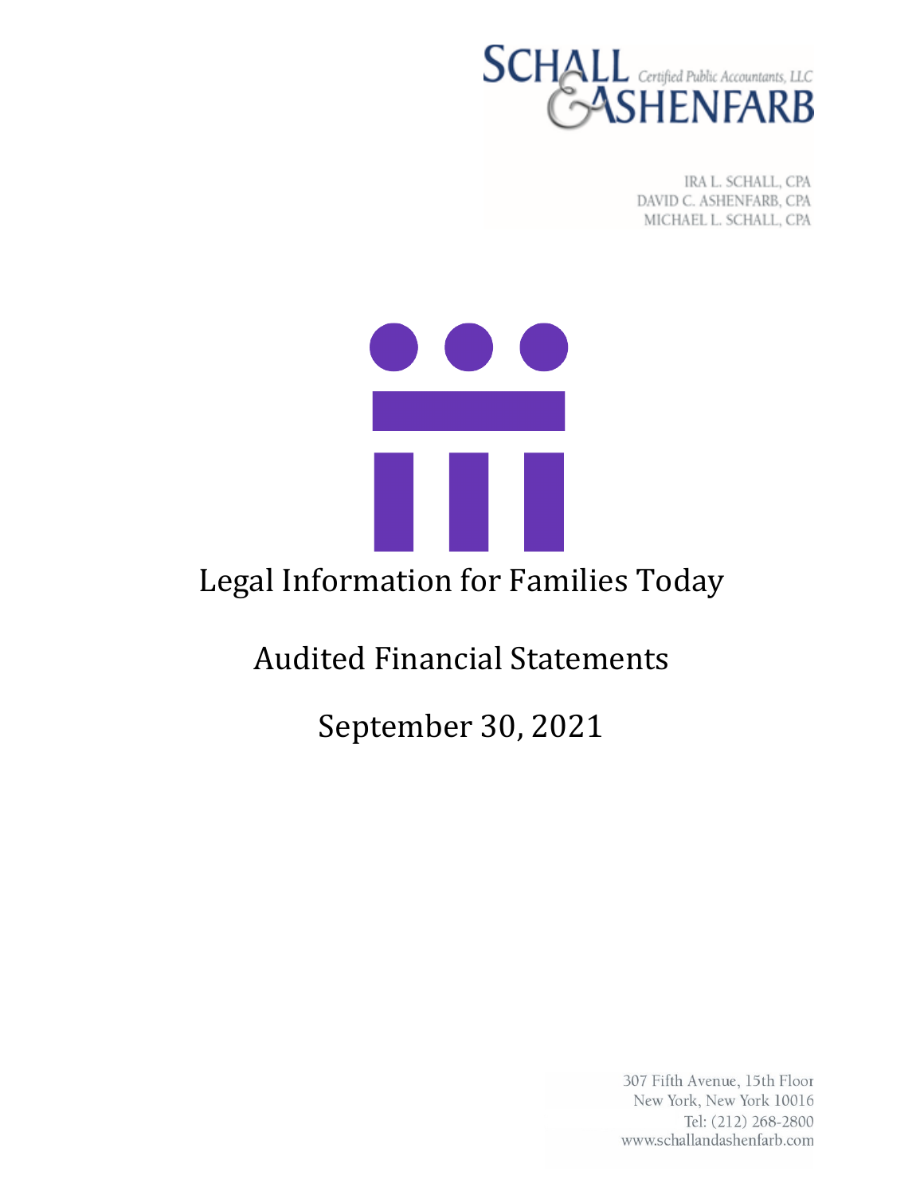SCHALL & ASHENFARB Certified Public Accountants, LLC

IRA L. SCHALL, CPA
DAVID C. ASHENFARB, CPA
MICHAEL L. SCHALL, CPA

# Legal Information for Families Today

## Audited Financial Statements

## September 30, 2021

307 Fifth Avenue, 15th Floor
New York, New York 10016
Tel: (212) 268-2800
www.schallandashenfarb.com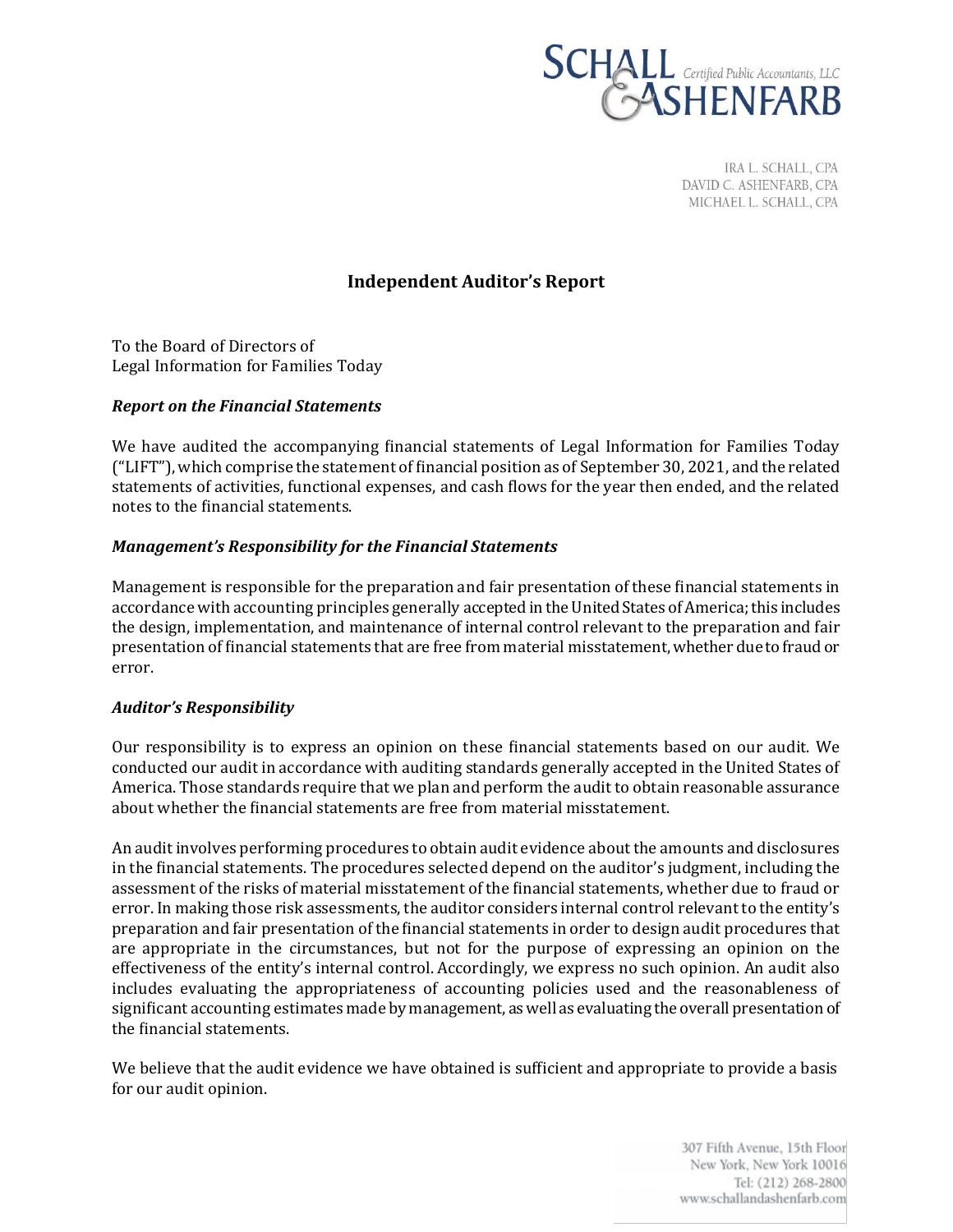SCHALL & ASHENFARB Certified Public Accountants, LLC

IRA L. SCHALL, CPA
DAVID C. ASHENFARB, CPA
MICHAEL L. SCHALL, CPA

# Independent Auditor's Report

To the Board of Directors of
Legal Information for Families Today

***Report on the Financial Statements***

We have audited the accompanying financial statements of Legal Information for Families Today ("LIFT"), which comprise the statement of financial position as of September 30, 2021, and the related statements of activities, functional expenses, and cash flows for the year then ended, and the related notes to the financial statements.

***Management's Responsibility for the Financial Statements***

Management is responsible for the preparation and fair presentation of these financial statements in accordance with accounting principles generally accepted in the United States of America; this includes the design, implementation, and maintenance of internal control relevant to the preparation and fair presentation of financial statements that are free from material misstatement, whether due to fraud or error.

***Auditor's Responsibility***

Our responsibility is to express an opinion on these financial statements based on our audit. We conducted our audit in accordance with auditing standards generally accepted in the United States of America. Those standards require that we plan and perform the audit to obtain reasonable assurance about whether the financial statements are free from material misstatement.

An audit involves performing procedures to obtain audit evidence about the amounts and disclosures in the financial statements. The procedures selected depend on the auditor's judgment, including the assessment of the risks of material misstatement of the financial statements, whether due to fraud or error. In making those risk assessments, the auditor considers internal control relevant to the entity's preparation and fair presentation of the financial statements in order to design audit procedures that are appropriate in the circumstances, but not for the purpose of expressing an opinion on the effectiveness of the entity's internal control. Accordingly, we express no such opinion. An audit also includes evaluating the appropriateness of accounting policies used and the reasonableness of significant accounting estimates made by management, as well as evaluating the overall presentation of the financial statements.

We believe that the audit evidence we have obtained is sufficient and appropriate to provide a basis for our audit opinion.

307 Fifth Avenue, 15th Floor
New York, New York 10016
Tel: (212) 268-2800
www.schallandashenfarb.com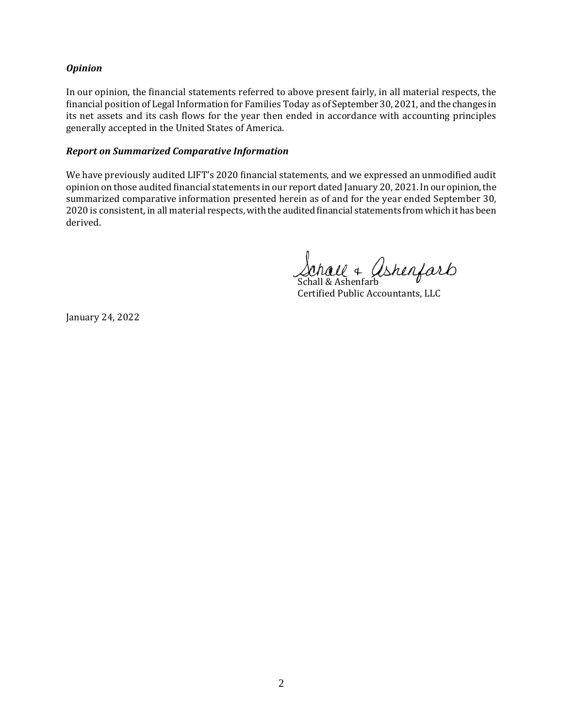***Opinion***

In our opinion, the financial statements referred to above present fairly, in all material respects, the financial position of Legal Information for Families Today as of September 30, 2021, and the changes in its net assets and its cash flows for the year then ended in accordance with accounting principles generally accepted in the United States of America.

***Report on Summarized Comparative Information***

We have previously audited LIFT's 2020 financial statements, and we expressed an unmodified audit opinion on those audited financial statements in our report dated January 20, 2021. In our opinion, the summarized comparative information presented herein as of and for the year ended September 30, 2020 is consistent, in all material respects, with the audited financial statements from which it has been derived.

Schall & Ashenfarb
Schall & Ashenfarb
Certified Public Accountants, LLC

January 24, 2022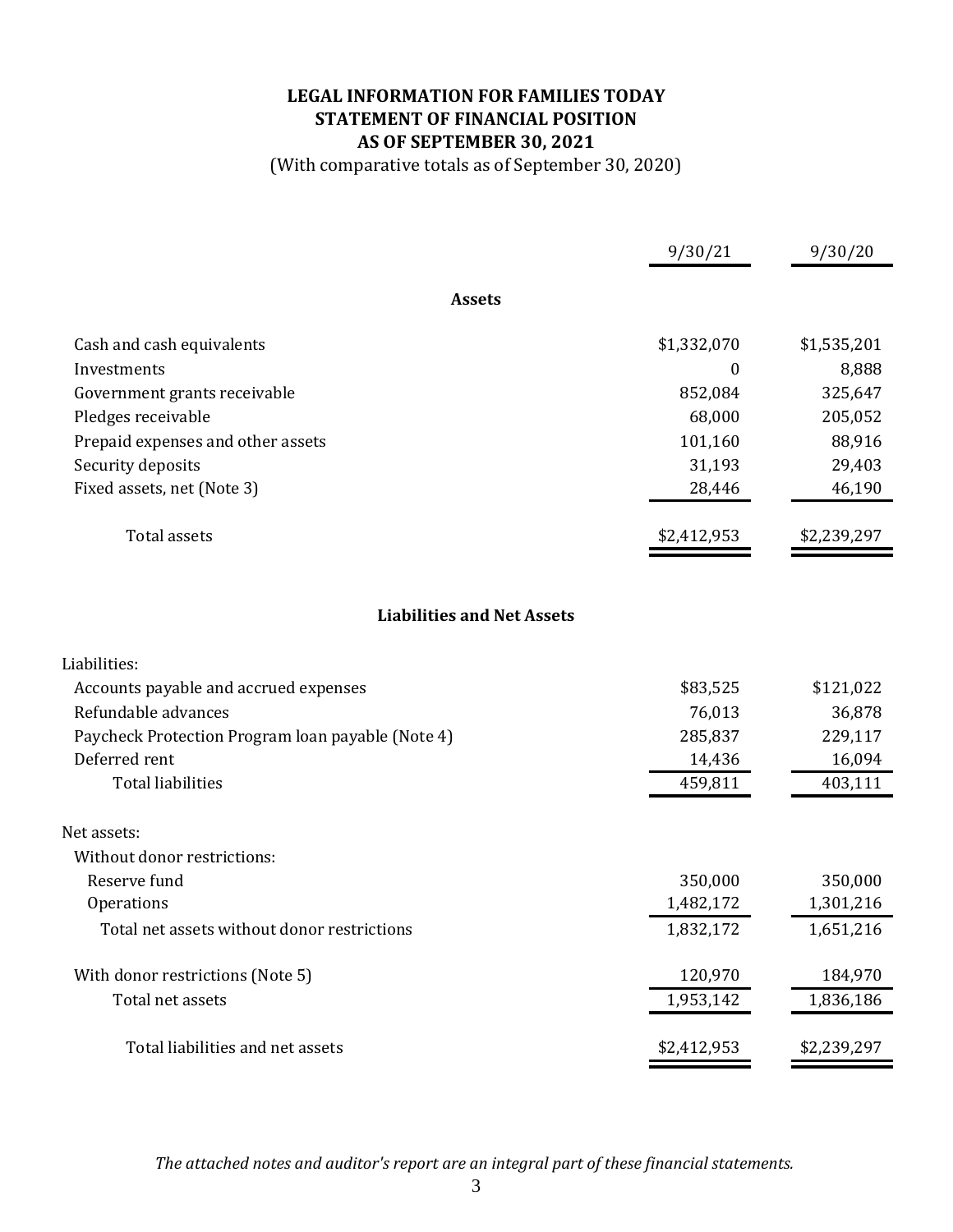# LEGAL INFORMATION FOR FAMILIES TODAY
## STATEMENT OF FINANCIAL POSITION
## AS OF SEPTEMBER 30, 2021

(With comparative totals as of September 30, 2020)

| | 9/30/21 | 9/30/20 |
|---|---|---|
| **Assets** | | |
| Cash and cash equivalents | $1,332,070 | $1,535,201 |
| Investments | 0 | 8,888 |
| Government grants receivable | 852,084 | 325,647 |
| Pledges receivable | 68,000 | 205,052 |
| Prepaid expenses and other assets | 101,160 | 88,916 |
| Security deposits | 31,193 | 29,403 |
| Fixed assets, net (Note 3) | 28,446 | 46,190 |
| Total assets | $2,412,953 | $2,239,297 |
| **Liabilities and Net Assets** | | |
| Liabilities: | | |
| Accounts payable and accrued expenses | $83,525 | $121,022 |
| Refundable advances | 76,013 | 36,878 |
| Paycheck Protection Program loan payable (Note 4) | 285,837 | 229,117 |
| Deferred rent | 14,436 | 16,094 |
| Total liabilities | 459,811 | 403,111 |
| Net assets: | | |
| Without donor restrictions: | | |
| Reserve fund | 350,000 | 350,000 |
| Operations | 1,482,172 | 1,301,216 |
| Total net assets without donor restrictions | 1,832,172 | 1,651,216 |
| With donor restrictions (Note 5) | 120,970 | 184,970 |
| Total net assets | 1,953,142 | 1,836,186 |
| Total liabilities and net assets | $2,412,953 | $2,239,297 |

*The attached notes and auditor's report are an integral part of these financial statements.*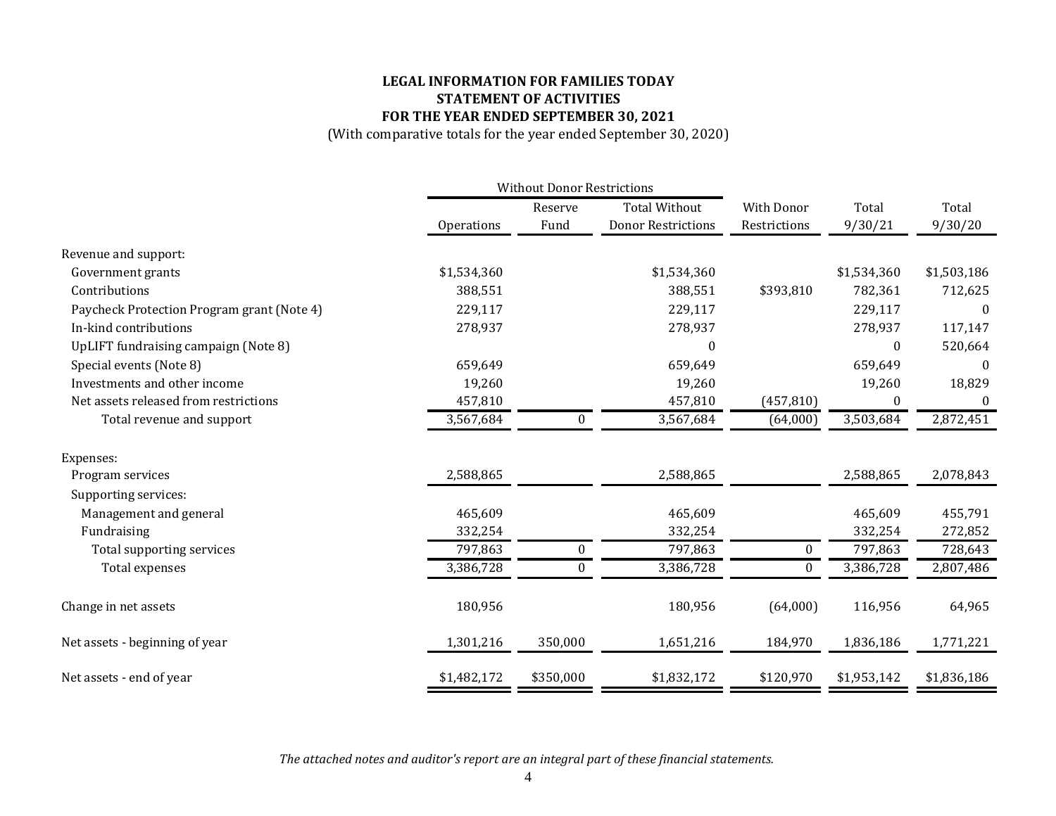**LEGAL INFORMATION FOR FAMILIES TODAY**
**STATEMENT OF ACTIVITIES**
**FOR THE YEAR ENDED SEPTEMBER 30, 2021**
(With comparative totals for the year ended September 30, 2020)

| | Without Donor Restrictions | | | | | |
|---|---|---|---|---|---|---|
| | Operations | Reserve Fund | Total Without Donor Restrictions | With Donor Restrictions | Total 9/30/21 | Total 9/30/20 |
| Revenue and support: | | | | | | |
| Government grants | $1,534,360 | | $1,534,360 | | $1,534,360 | $1,503,186 |
| Contributions | 388,551 | | 388,551 | $393,810 | 782,361 | 712,625 |
| Paycheck Protection Program grant (Note 4) | 229,117 | | 229,117 | | 229,117 | 0 |
| In-kind contributions | 278,937 | | 278,937 | | 278,937 | 117,147 |
| UpLIFT fundraising campaign (Note 8) | | | 0 | | 0 | 520,664 |
| Special events (Note 8) | 659,649 | | 659,649 | | 659,649 | 0 |
| Investments and other income | 19,260 | | 19,260 | | 19,260 | 18,829 |
| Net assets released from restrictions | 457,810 | | 457,810 | (457,810) | 0 | 0 |
| Total revenue and support | 3,567,684 | 0 | 3,567,684 | (64,000) | 3,503,684 | 2,872,451 |
| Expenses: | | | | | | |
| Program services | 2,588,865 | | 2,588,865 | | 2,588,865 | 2,078,843 |
| Supporting services: | | | | | | |
| Management and general | 465,609 | | 465,609 | | 465,609 | 455,791 |
| Fundraising | 332,254 | | 332,254 | | 332,254 | 272,852 |
| Total supporting services | 797,863 | 0 | 797,863 | 0 | 797,863 | 728,643 |
| Total expenses | 3,386,728 | 0 | 3,386,728 | 0 | 3,386,728 | 2,807,486 |
| Change in net assets | 180,956 | | 180,956 | (64,000) | 116,956 | 64,965 |
| Net assets - beginning of year | 1,301,216 | 350,000 | 1,651,216 | 184,970 | 1,836,186 | 1,771,221 |
| Net assets - end of year | $1,482,172 | $350,000 | $1,832,172 | $120,970 | $1,953,142 | $1,836,186 |

*The attached notes and auditor's report are an integral part of these financial statements.*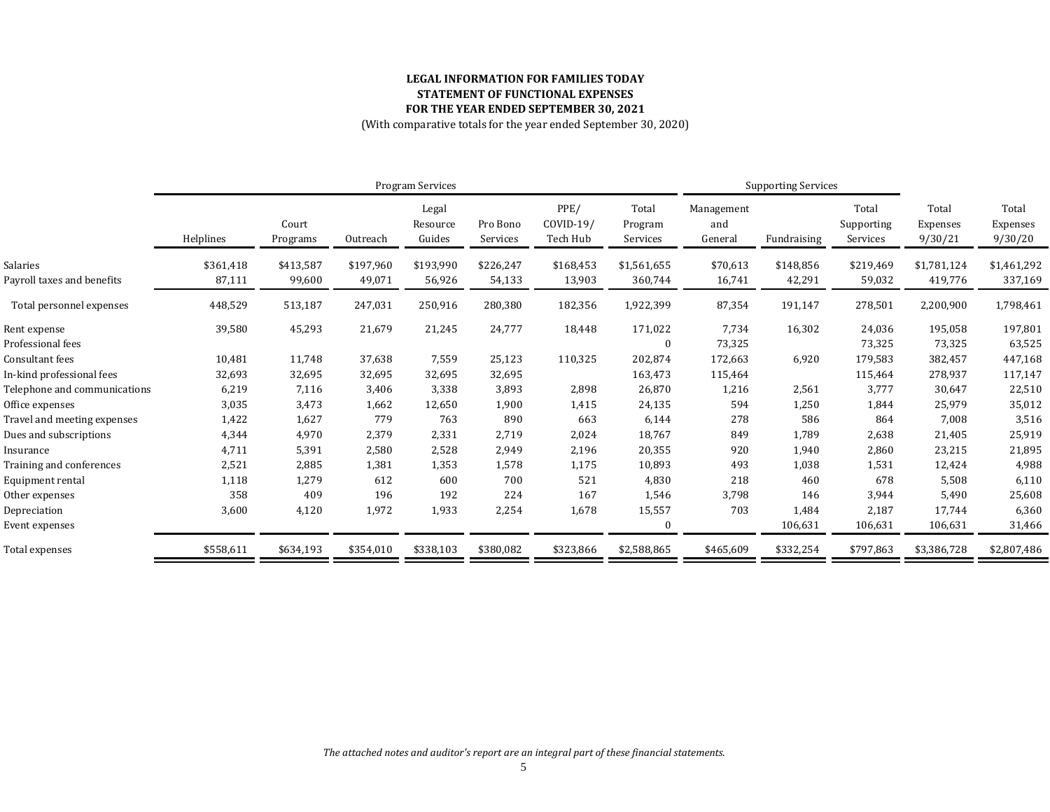**LEGAL INFORMATION FOR FAMILIES TODAY**
**STATEMENT OF FUNCTIONAL EXPENSES**
**FOR THE YEAR ENDED SEPTEMBER 30, 2021**
(With comparative totals for the year ended September 30, 2020)

| | Program Services | | | | | | | Supporting Services | | | | |
|---|---|---|---|---|---|---|---|---|---|---|---|---|
| | Helplines | Court Programs | Outreach | Legal Resource Guides | Pro Bono Services | PPE/ COVID-19/ Tech Hub | Total Program Services | Management and General | Fundraising | Total Supporting Services | Total Expenses 9/30/21 | Total Expenses 9/30/20 |
| Salaries | $361,418 | $413,587 | $197,960 | $193,990 | $226,247 | $168,453 | $1,561,655 | $70,613 | $148,856 | $219,469 | $1,781,124 | $1,461,292 |
| Payroll taxes and benefits | 87,111 | 99,600 | 49,071 | 56,926 | 54,133 | 13,903 | 360,744 | 16,741 | 42,291 | 59,032 | 419,776 | 337,169 |
| Total personnel expenses | 448,529 | 513,187 | 247,031 | 250,916 | 280,380 | 182,356 | 1,922,399 | 87,354 | 191,147 | 278,501 | 2,200,900 | 1,798,461 |
| Rent expense | 39,580 | 45,293 | 21,679 | 21,245 | 24,777 | 18,448 | 171,022 | 7,734 | 16,302 | 24,036 | 195,058 | 197,801 |
| Professional fees | | | | | | | 0 | 73,325 | | 73,325 | 73,325 | 63,525 |
| Consultant fees | 10,481 | 11,748 | 37,638 | 7,559 | 25,123 | 110,325 | 202,874 | 172,663 | 6,920 | 179,583 | 382,457 | 447,168 |
| In-kind professional fees | 32,693 | 32,695 | 32,695 | 32,695 | 32,695 | | 163,473 | 115,464 | | 115,464 | 278,937 | 117,147 |
| Telephone and communications | 6,219 | 7,116 | 3,406 | 3,338 | 3,893 | 2,898 | 26,870 | 1,216 | 2,561 | 3,777 | 30,647 | 22,510 |
| Office expenses | 3,035 | 3,473 | 1,662 | 12,650 | 1,900 | 1,415 | 24,135 | 594 | 1,250 | 1,844 | 25,979 | 35,012 |
| Travel and meeting expenses | 1,422 | 1,627 | 779 | 763 | 890 | 663 | 6,144 | 278 | 586 | 864 | 7,008 | 3,516 |
| Dues and subscriptions | 4,344 | 4,970 | 2,379 | 2,331 | 2,719 | 2,024 | 18,767 | 849 | 1,789 | 2,638 | 21,405 | 25,919 |
| Insurance | 4,711 | 5,391 | 2,580 | 2,528 | 2,949 | 2,196 | 20,355 | 920 | 1,940 | 2,860 | 23,215 | 21,895 |
| Training and conferences | 2,521 | 2,885 | 1,381 | 1,353 | 1,578 | 1,175 | 10,893 | 493 | 1,038 | 1,531 | 12,424 | 4,988 |
| Equipment rental | 1,118 | 1,279 | 612 | 600 | 700 | 521 | 4,830 | 218 | 460 | 678 | 5,508 | 6,110 |
| Other expenses | 358 | 409 | 196 | 192 | 224 | 167 | 1,546 | 3,798 | 146 | 3,944 | 5,490 | 25,608 |
| Depreciation | 3,600 | 4,120 | 1,972 | 1,933 | 2,254 | 1,678 | 15,557 | 703 | 1,484 | 2,187 | 17,744 | 6,360 |
| Event expenses | | | | | | | 0 | | 106,631 | 106,631 | 106,631 | 31,466 |
| Total expenses | $558,611 | $634,193 | $354,010 | $338,103 | $380,082 | $323,866 | $2,588,865 | $465,609 | $332,254 | $797,863 | $3,386,728 | $2,807,486 |

*The attached notes and auditor's report are an integral part of these financial statements.*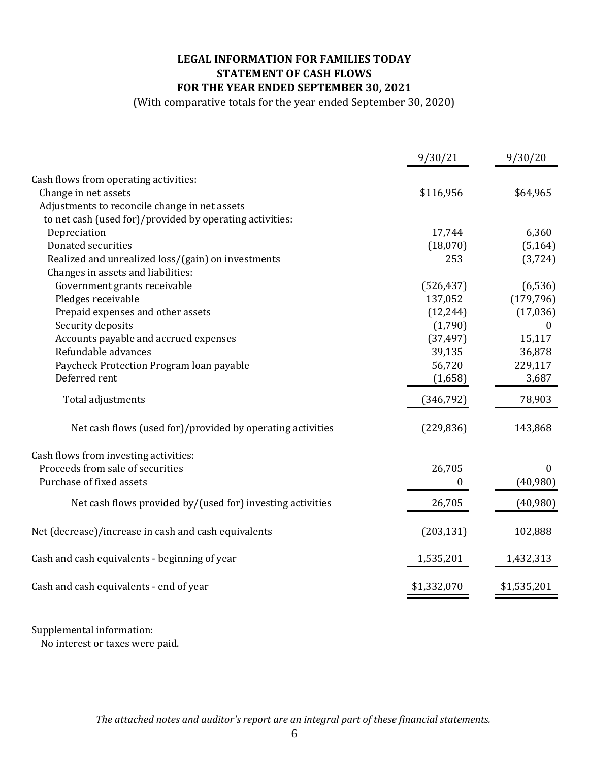# LEGAL INFORMATION FOR FAMILIES TODAY
## STATEMENT OF CASH FLOWS
## FOR THE YEAR ENDED SEPTEMBER 30, 2021

(With comparative totals for the year ended September 30, 2020)

| | 9/30/21 | 9/30/20 |
|---|---|---|
| Cash flows from operating activities: | | |
| Change in net assets | $116,956 | $64,965 |
| Adjustments to reconcile change in net assets to net cash (used for)/provided by operating activities: | | |
| Depreciation | 17,744 | 6,360 |
| Donated securities | (18,070) | (5,164) |
| Realized and unrealized loss/(gain) on investments | 253 | (3,724) |
| Changes in assets and liabilities: | | |
| Government grants receivable | (526,437) | (6,536) |
| Pledges receivable | 137,052 | (179,796) |
| Prepaid expenses and other assets | (12,244) | (17,036) |
| Security deposits | (1,790) | 0 |
| Accounts payable and accrued expenses | (37,497) | 15,117 |
| Refundable advances | 39,135 | 36,878 |
| Paycheck Protection Program loan payable | 56,720 | 229,117 |
| Deferred rent | (1,658) | 3,687 |
| Total adjustments | (346,792) | 78,903 |
| Net cash flows (used for)/provided by operating activities | (229,836) | 143,868 |
| Cash flows from investing activities: | | |
| Proceeds from sale of securities | 26,705 | 0 |
| Purchase of fixed assets | 0 | (40,980) |
| Net cash flows provided by/(used for) investing activities | 26,705 | (40,980) |
| Net (decrease)/increase in cash and cash equivalents | (203,131) | 102,888 |
| Cash and cash equivalents - beginning of year | 1,535,201 | 1,432,313 |
| Cash and cash equivalents - end of year | $1,332,070 | $1,535,201 |

Supplemental information:
No interest or taxes were paid.

*The attached notes and auditor's report are an integral part of these financial statements.*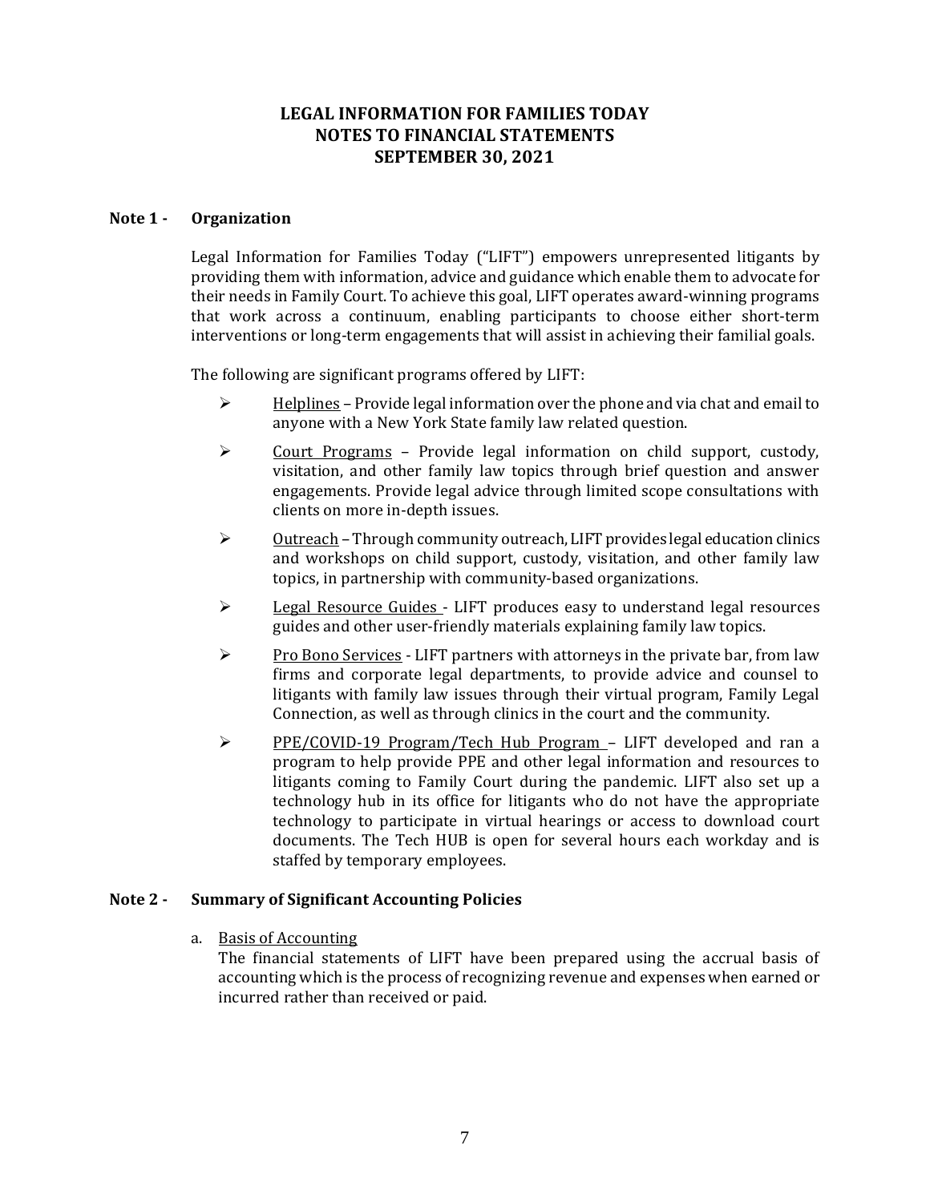# LEGAL INFORMATION FOR FAMILIES TODAY
# NOTES TO FINANCIAL STATEMENTS
# SEPTEMBER 30, 2021

## Note 1 - Organization

Legal Information for Families Today ("LIFT") empowers unrepresented litigants by providing them with information, advice and guidance which enable them to advocate for their needs in Family Court. To achieve this goal, LIFT operates award-winning programs that work across a continuum, enabling participants to choose either short-term interventions or long-term engagements that will assist in achieving their familial goals.

The following are significant programs offered by LIFT:

- Helplines – Provide legal information over the phone and via chat and email to anyone with a New York State family law related question.
- Court Programs – Provide legal information on child support, custody, visitation, and other family law topics through brief question and answer engagements. Provide legal advice through limited scope consultations with clients on more in-depth issues.
- Outreach – Through community outreach, LIFT provides legal education clinics and workshops on child support, custody, visitation, and other family law topics, in partnership with community-based organizations.
- Legal Resource Guides - LIFT produces easy to understand legal resources guides and other user-friendly materials explaining family law topics.
- Pro Bono Services - LIFT partners with attorneys in the private bar, from law firms and corporate legal departments, to provide advice and counsel to litigants with family law issues through their virtual program, Family Legal Connection, as well as through clinics in the court and the community.
- PPE/COVID-19 Program/Tech Hub Program – LIFT developed and ran a program to help provide PPE and other legal information and resources to litigants coming to Family Court during the pandemic. LIFT also set up a technology hub in its office for litigants who do not have the appropriate technology to participate in virtual hearings or access to download court documents. The Tech HUB is open for several hours each workday and is staffed by temporary employees.

## Note 2 - Summary of Significant Accounting Policies

a. Basis of Accounting

The financial statements of LIFT have been prepared using the accrual basis of accounting which is the process of recognizing revenue and expenses when earned or incurred rather than received or paid.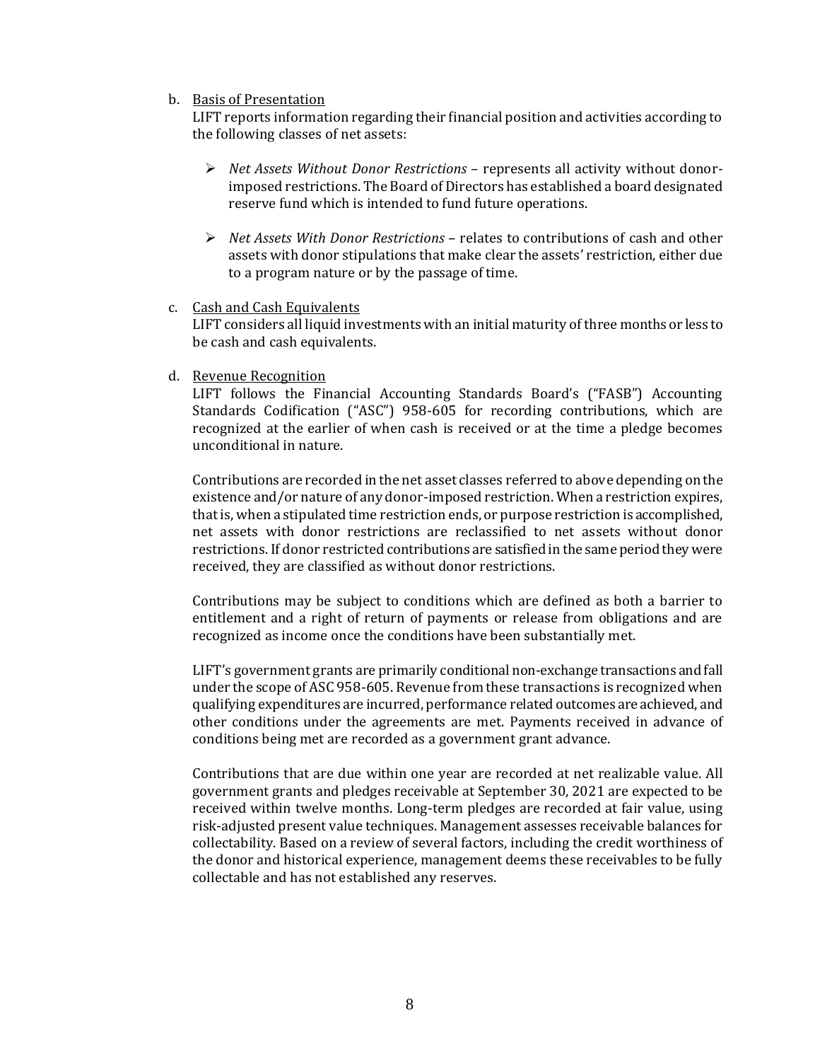b. <u>Basis of Presentation</u>

   LIFT reports information regarding their financial position and activities according to the following classes of net assets:

   - *Net Assets Without Donor Restrictions* – represents all activity without donor-imposed restrictions. The Board of Directors has established a board designated reserve fund which is intended to fund future operations.

   - *Net Assets With Donor Restrictions* – relates to contributions of cash and other assets with donor stipulations that make clear the assets' restriction, either due to a program nature or by the passage of time.

c. <u>Cash and Cash Equivalents</u>

   LIFT considers all liquid investments with an initial maturity of three months or less to be cash and cash equivalents.

d. <u>Revenue Recognition</u>

   LIFT follows the Financial Accounting Standards Board's ("FASB") Accounting Standards Codification ("ASC") 958-605 for recording contributions, which are recognized at the earlier of when cash is received or at the time a pledge becomes unconditional in nature.

   Contributions are recorded in the net asset classes referred to above depending on the existence and/or nature of any donor-imposed restriction. When a restriction expires, that is, when a stipulated time restriction ends, or purpose restriction is accomplished, net assets with donor restrictions are reclassified to net assets without donor restrictions. If donor restricted contributions are satisfied in the same period they were received, they are classified as without donor restrictions.

   Contributions may be subject to conditions which are defined as both a barrier to entitlement and a right of return of payments or release from obligations and are recognized as income once the conditions have been substantially met.

   LIFT's government grants are primarily conditional non-exchange transactions and fall under the scope of ASC 958-605. Revenue from these transactions is recognized when qualifying expenditures are incurred, performance related outcomes are achieved, and other conditions under the agreements are met. Payments received in advance of conditions being met are recorded as a government grant advance.

   Contributions that are due within one year are recorded at net realizable value. All government grants and pledges receivable at September 30, 2021 are expected to be received within twelve months. Long-term pledges are recorded at fair value, using risk-adjusted present value techniques. Management assesses receivable balances for collectability. Based on a review of several factors, including the credit worthiness of the donor and historical experience, management deems these receivables to be fully collectable and has not established any reserves.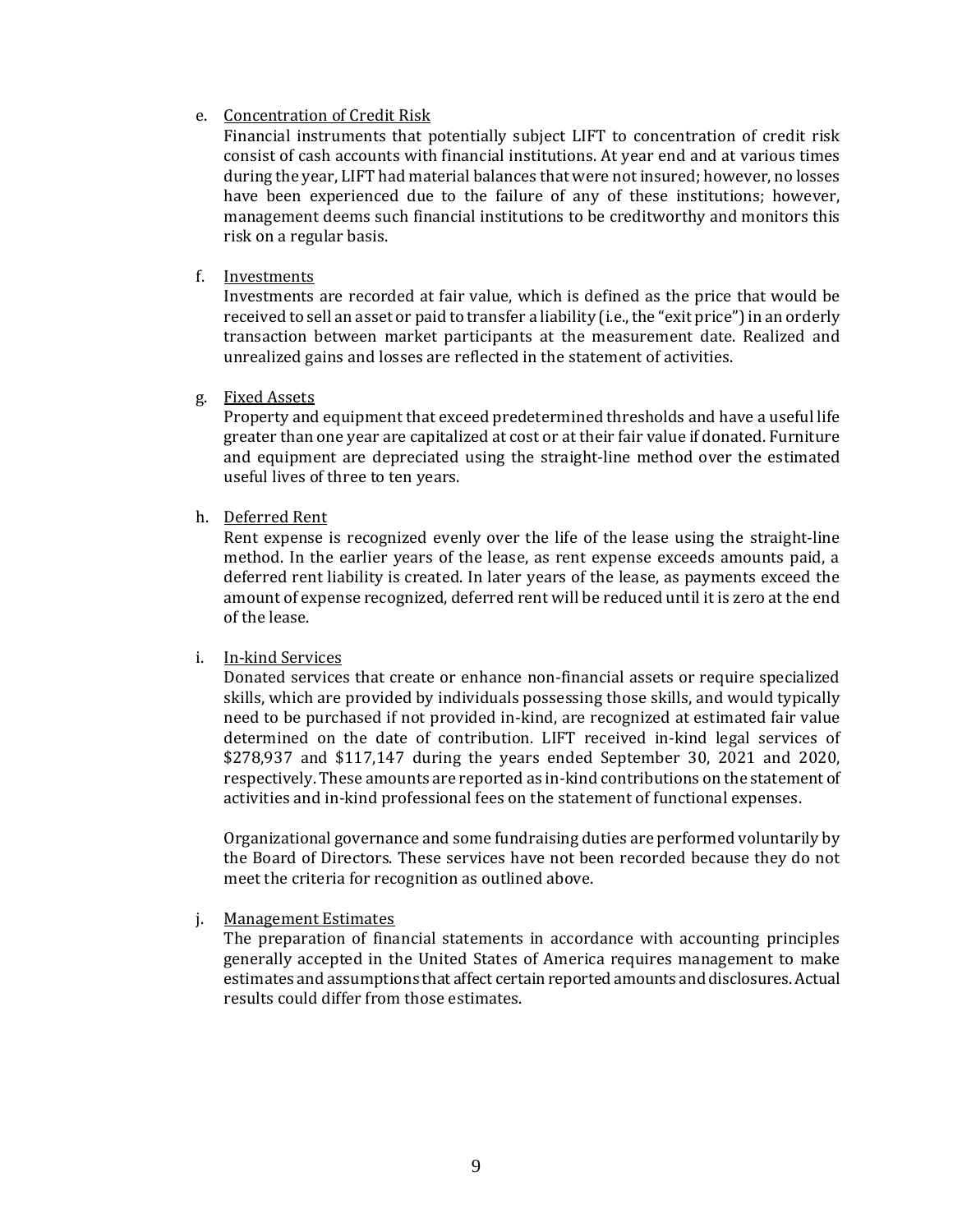e. Concentration of Credit Risk

Financial instruments that potentially subject LIFT to concentration of credit risk consist of cash accounts with financial institutions. At year end and at various times during the year, LIFT had material balances that were not insured; however, no losses have been experienced due to the failure of any of these institutions; however, management deems such financial institutions to be creditworthy and monitors this risk on a regular basis.

f. Investments

Investments are recorded at fair value, which is defined as the price that would be received to sell an asset or paid to transfer a liability (i.e., the "exit price") in an orderly transaction between market participants at the measurement date. Realized and unrealized gains and losses are reflected in the statement of activities.

g. Fixed Assets

Property and equipment that exceed predetermined thresholds and have a useful life greater than one year are capitalized at cost or at their fair value if donated. Furniture and equipment are depreciated using the straight-line method over the estimated useful lives of three to ten years.

h. Deferred Rent

Rent expense is recognized evenly over the life of the lease using the straight-line method. In the earlier years of the lease, as rent expense exceeds amounts paid, a deferred rent liability is created. In later years of the lease, as payments exceed the amount of expense recognized, deferred rent will be reduced until it is zero at the end of the lease.

i. In-kind Services

Donated services that create or enhance non-financial assets or require specialized skills, which are provided by individuals possessing those skills, and would typically need to be purchased if not provided in-kind, are recognized at estimated fair value determined on the date of contribution. LIFT received in-kind legal services of $278,937 and $117,147 during the years ended September 30, 2021 and 2020, respectively. These amounts are reported as in-kind contributions on the statement of activities and in-kind professional fees on the statement of functional expenses.

Organizational governance and some fundraising duties are performed voluntarily by the Board of Directors. These services have not been recorded because they do not meet the criteria for recognition as outlined above.

j. Management Estimates

The preparation of financial statements in accordance with accounting principles generally accepted in the United States of America requires management to make estimates and assumptions that affect certain reported amounts and disclosures. Actual results could differ from those estimates.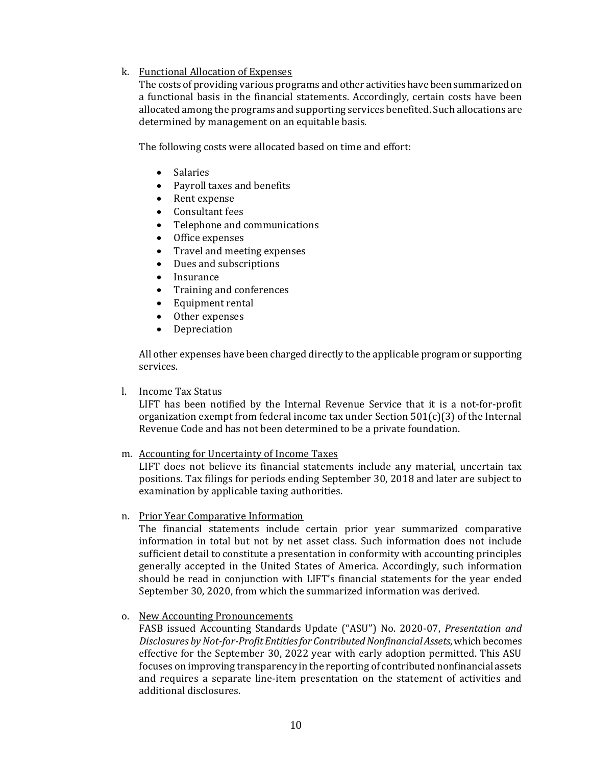k. Functional Allocation of Expenses

The costs of providing various programs and other activities have been summarized on a functional basis in the financial statements. Accordingly, certain costs have been allocated among the programs and supporting services benefited. Such allocations are determined by management on an equitable basis.

The following costs were allocated based on time and effort:

- Salaries
- Payroll taxes and benefits
- Rent expense
- Consultant fees
- Telephone and communications
- Office expenses
- Travel and meeting expenses
- Dues and subscriptions
- Insurance
- Training and conferences
- Equipment rental
- Other expenses
- Depreciation

All other expenses have been charged directly to the applicable program or supporting services.

l. Income Tax Status

LIFT has been notified by the Internal Revenue Service that it is a not-for-profit organization exempt from federal income tax under Section 501(c)(3) of the Internal Revenue Code and has not been determined to be a private foundation.

m. Accounting for Uncertainty of Income Taxes

LIFT does not believe its financial statements include any material, uncertain tax positions. Tax filings for periods ending September 30, 2018 and later are subject to examination by applicable taxing authorities.

n. Prior Year Comparative Information

The financial statements include certain prior year summarized comparative information in total but not by net asset class. Such information does not include sufficient detail to constitute a presentation in conformity with accounting principles generally accepted in the United States of America. Accordingly, such information should be read in conjunction with LIFT's financial statements for the year ended September 30, 2020, from which the summarized information was derived.

o. New Accounting Pronouncements

FASB issued Accounting Standards Update ("ASU") No. 2020-07, *Presentation and Disclosures by Not-for-Profit Entities for Contributed Nonfinancial Assets*, which becomes effective for the September 30, 2022 year with early adoption permitted. This ASU focuses on improving transparency in the reporting of contributed nonfinancial assets and requires a separate line-item presentation on the statement of activities and additional disclosures.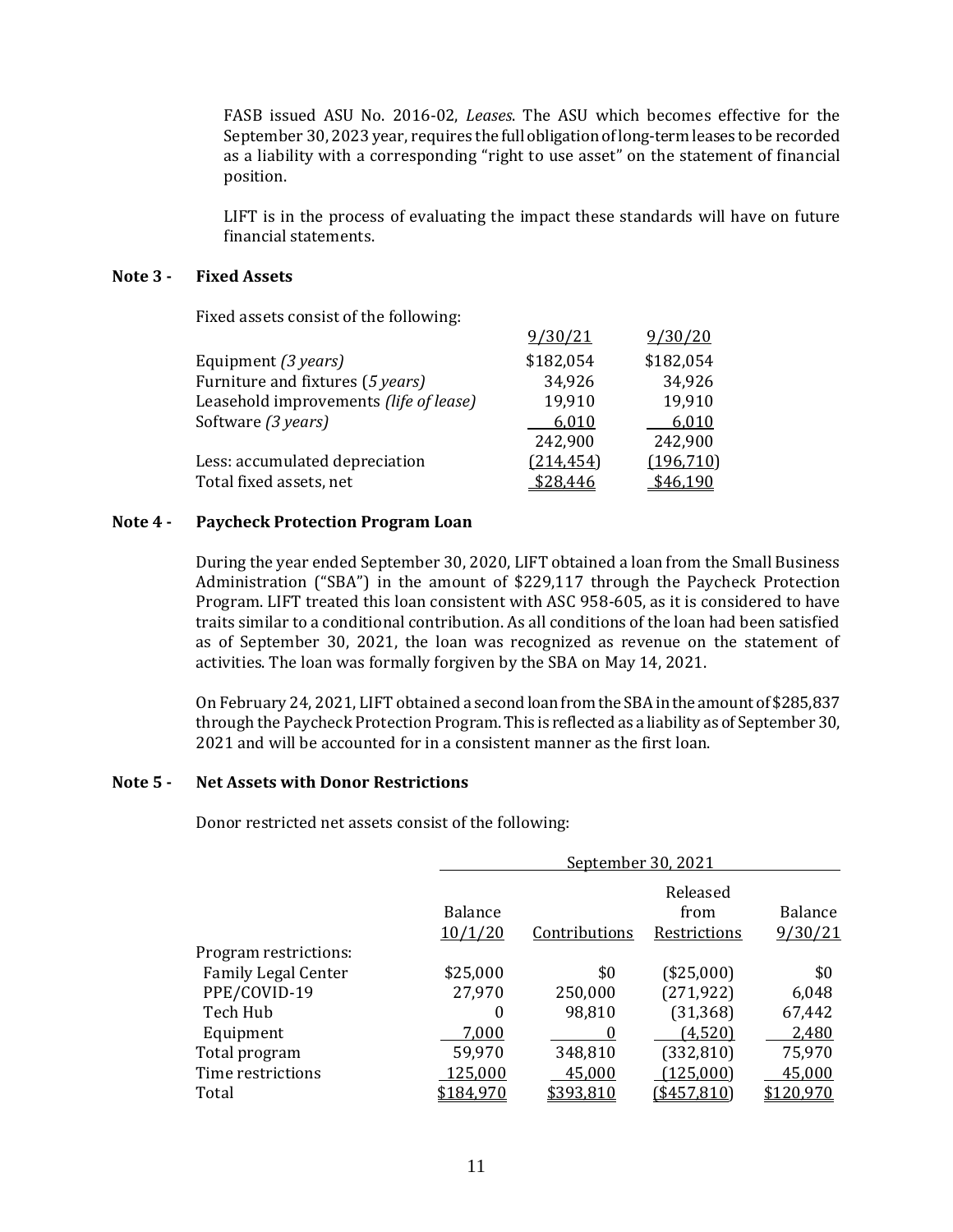FASB issued ASU No. 2016-02, *Leases*. The ASU which becomes effective for the September 30, 2023 year, requires the full obligation of long-term leases to be recorded as a liability with a corresponding "right to use asset" on the statement of financial position.

LIFT is in the process of evaluating the impact these standards will have on future financial statements.

## Note 3 - Fixed Assets

Fixed assets consist of the following:

| | 9/30/21 | 9/30/20 |
|---|---|---|
| Equipment *(3 years)* | $182,054 | $182,054 |
| Furniture and fixtures (*5 years)* | 34,926 | 34,926 |
| Leasehold improvements *(life of lease)* | 19,910 | 19,910 |
| Software *(3 years)* | 6,010 | 6,010 |
| | 242,900 | 242,900 |
| Less: accumulated depreciation | (214,454) | (196,710) |
| Total fixed assets, net | $28,446 | $46,190 |

## Note 4 - Paycheck Protection Program Loan

During the year ended September 30, 2020, LIFT obtained a loan from the Small Business Administration ("SBA") in the amount of $229,117 through the Paycheck Protection Program. LIFT treated this loan consistent with ASC 958-605, as it is considered to have traits similar to a conditional contribution. As all conditions of the loan had been satisfied as of September 30, 2021, the loan was recognized as revenue on the statement of activities. The loan was formally forgiven by the SBA on May 14, 2021.

On February 24, 2021, LIFT obtained a second loan from the SBA in the amount of $285,837 through the Paycheck Protection Program. This is reflected as a liability as of September 30, 2021 and will be accounted for in a consistent manner as the first loan.

## Note 5 - Net Assets with Donor Restrictions

Donor restricted net assets consist of the following:

| | September 30, 2021 | | | |
|---|---|---|---|---|
| | Balance 10/1/20 | Contributions | Released from Restrictions | Balance 9/30/21 |
| Program restrictions: | | | | |
| Family Legal Center | $25,000 | $0 | ($25,000) | $0 |
| PPE/COVID-19 | 27,970 | 250,000 | (271,922) | 6,048 |
| Tech Hub | 0 | 98,810 | (31,368) | 67,442 |
| Equipment | 7,000 | 0 | (4,520) | 2,480 |
| Total program | 59,970 | 348,810 | (332,810) | 75,970 |
| Time restrictions | 125,000 | 45,000 | (125,000) | 45,000 |
| Total | $184,970 | $393,810 | ($457,810) | $120,970 |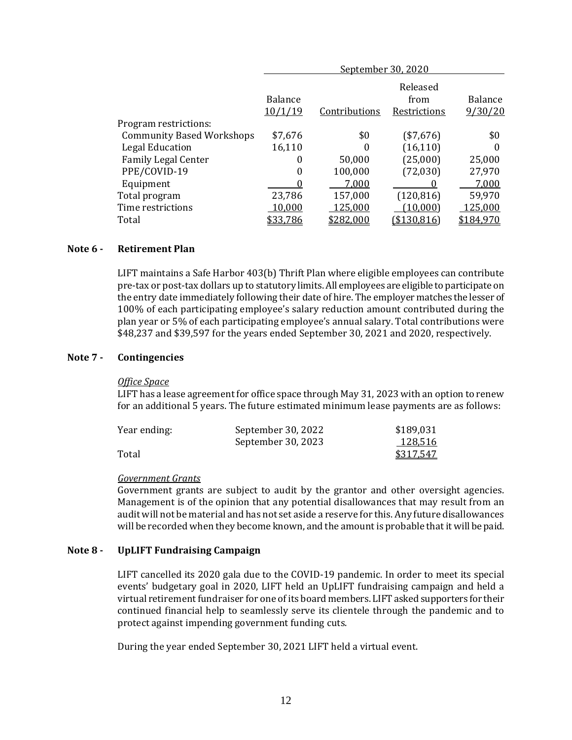| | September 30, 2020 | | | |
|---|---|---|---|---|
| | Balance 10/1/19 | Contributions | Released from Restrictions | Balance 9/30/20 |
| Program restrictions: | | | | |
| Community Based Workshops | $7,676 | $0 | ($7,676) | $0 |
| Legal Education | 16,110 | 0 | (16,110) | 0 |
| Family Legal Center | 0 | 50,000 | (25,000) | 25,000 |
| PPE/COVID-19 | 0 | 100,000 | (72,030) | 27,970 |
| Equipment | 0 | 7,000 | 0 | 7,000 |
| Total program | 23,786 | 157,000 | (120,816) | 59,970 |
| Time restrictions | 10,000 | 125,000 | (10,000) | 125,000 |
| Total | $33,786 | $282,000 | ($130,816) | $184,970 |

## Note 6 - Retirement Plan

LIFT maintains a Safe Harbor 403(b) Thrift Plan where eligible employees can contribute pre-tax or post-tax dollars up to statutory limits. All employees are eligible to participate on the entry date immediately following their date of hire. The employer matches the lesser of 100% of each participating employee's salary reduction amount contributed during the plan year or 5% of each participating employee's annual salary. Total contributions were $48,237 and $39,597 for the years ended September 30, 2021 and 2020, respectively.

## Note 7 - Contingencies

*Office Space*

LIFT has a lease agreement for office space through May 31, 2023 with an option to renew for an additional 5 years. The future estimated minimum lease payments are as follows:

| Year ending: | | |
|---|---|---|
| | September 30, 2022 | $189,031 |
| | September 30, 2023 | 128,516 |
| Total | | $317,547 |

*Government Grants*

Government grants are subject to audit by the grantor and other oversight agencies. Management is of the opinion that any potential disallowances that may result from an audit will not be material and has not set aside a reserve for this. Any future disallowances will be recorded when they become known, and the amount is probable that it will be paid.

## Note 8 - UpLIFT Fundraising Campaign

LIFT cancelled its 2020 gala due to the COVID-19 pandemic. In order to meet its special events' budgetary goal in 2020, LIFT held an UpLIFT fundraising campaign and held a virtual retirement fundraiser for one of its board members. LIFT asked supporters for their continued financial help to seamlessly serve its clientele through the pandemic and to protect against impending government funding cuts.

During the year ended September 30, 2021 LIFT held a virtual event.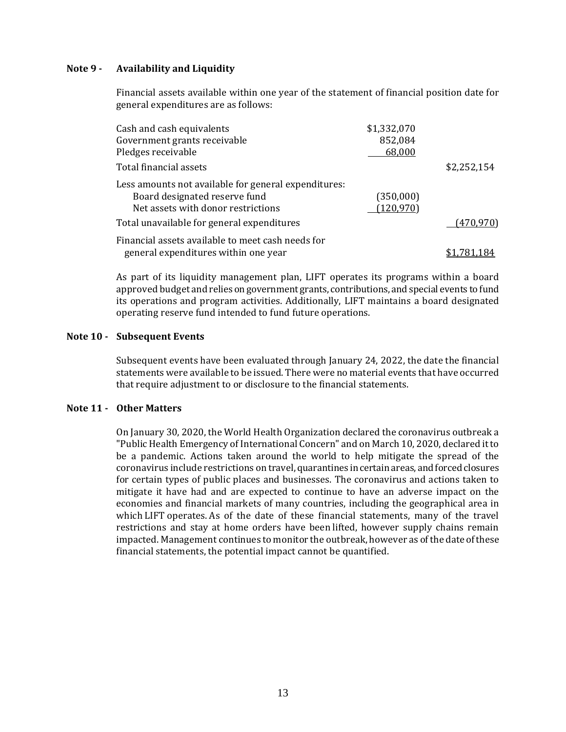**Note 9 - Availability and Liquidity**

Financial assets available within one year of the statement of financial position date for general expenditures are as follows:

| | | |
|---|---|---|
| Cash and cash equivalents | $1,332,070 | |
| Government grants receivable | 852,084 | |
| Pledges receivable | 68,000 | |
| Total financial assets | | $2,252,154 |
| Less amounts not available for general expenditures: | | |
| Board designated reserve fund | (350,000) | |
| Net assets with donor restrictions | (120,970) | |
| Total unavailable for general expenditures | | (470,970) |
| Financial assets available to meet cash needs for general expenditures within one year | | $1,781,184 |

As part of its liquidity management plan, LIFT operates its programs within a board approved budget and relies on government grants, contributions, and special events to fund its operations and program activities. Additionally, LIFT maintains a board designated operating reserve fund intended to fund future operations.

**Note 10 - Subsequent Events**

Subsequent events have been evaluated through January 24, 2022, the date the financial statements were available to be issued. There were no material events that have occurred that require adjustment to or disclosure to the financial statements.

**Note 11 - Other Matters**

On January 30, 2020, the World Health Organization declared the coronavirus outbreak a "Public Health Emergency of International Concern" and on March 10, 2020, declared it to be a pandemic. Actions taken around the world to help mitigate the spread of the coronavirus include restrictions on travel, quarantines in certain areas, and forced closures for certain types of public places and businesses. The coronavirus and actions taken to mitigate it have had and are expected to continue to have an adverse impact on the economies and financial markets of many countries, including the geographical area in which LIFT operates. As of the date of these financial statements, many of the travel restrictions and stay at home orders have been lifted, however supply chains remain impacted. Management continues to monitor the outbreak, however as of the date of these financial statements, the potential impact cannot be quantified.